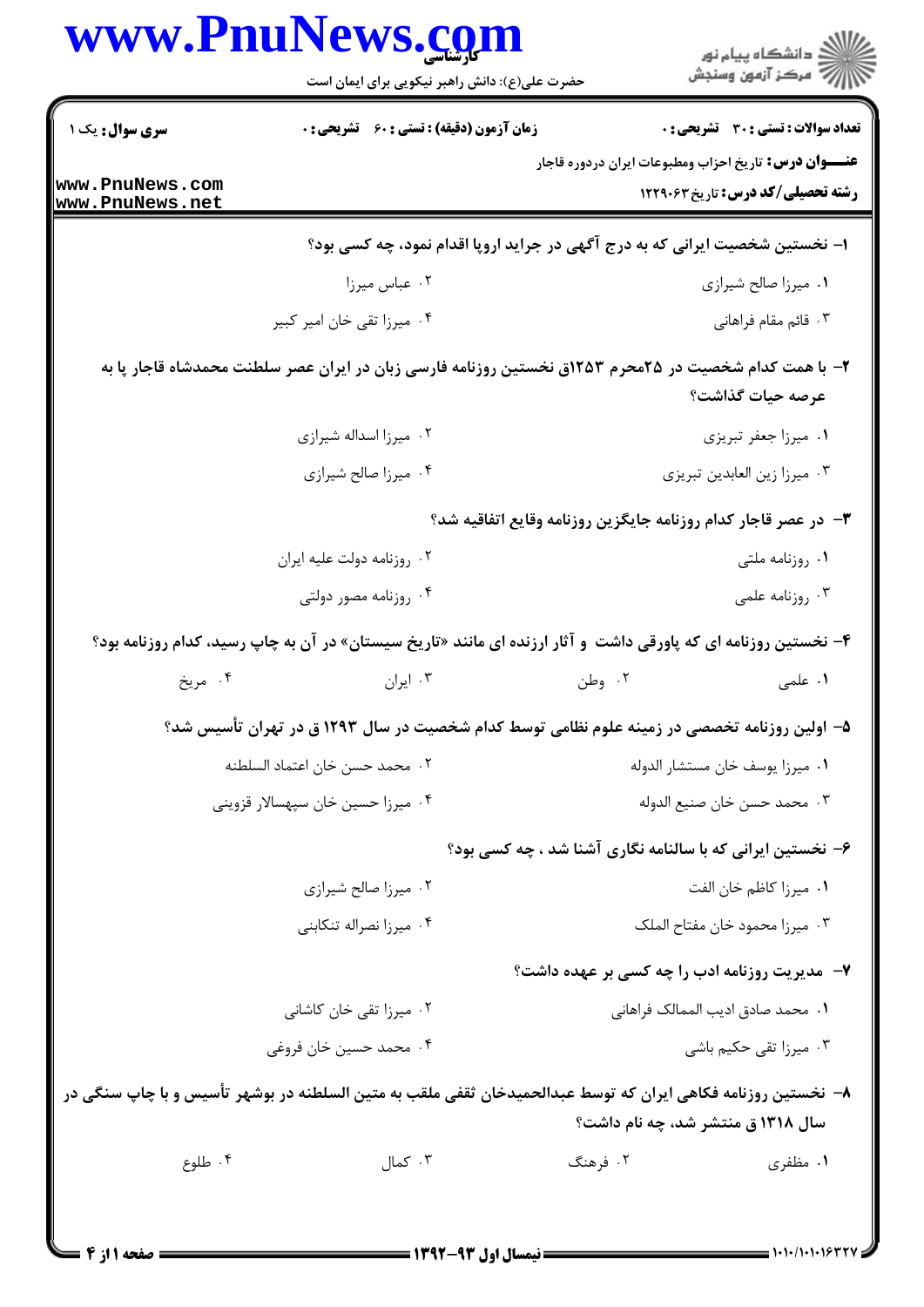**سری سوال:** یک ۱

**زمان آزمون (دقیقه) : تستی : ۶۰ تشریحی : ۰**

**تعداد سوالات : تستی : ۳۰ تشریحی : ۰**

**عنـــوان درس:** تاریخ احزاب ومطبوعات ایران دردوره قاجار

**رشته تحصیلی/کد درس:** تاریخ ۱۲۲۹۰۶۳

۱- نخستین شخصیت ایرانی که به درج آگهی در جراید اروپا اقدام نمود، چه کسی بود؟

۱. میرزا صالح شیرازی
۲. عباس میرزا
۳. قائم مقام فراهانی
۴. میرزا تقی خان امیر کبیر

۲- با همت کدام شخصیت در ۲۵محرم ۱۲۵۳ق نخستین روزنامه فارسی زبان در ایران عصر سلطنت محمدشاه قاجار پا به عرصه حیات گذاشت؟

۱. میرزا جعفر تبریزی
۲. میرزا اسداله شیرازی
۳. میرزا زین العابدین تبریزی
۴. میرزا صالح شیرازی

۳- در عصر قاجار کدام روزنامه جایگزین روزنامه وقایع اتفاقیه شد؟

۱. روزنامه ملتی
۲. روزنامه دولت علیه ایران
۳. روزنامه علمی
۴. روزنامه مصور دولتی

۴- نخستین روزنامه ای که پاورقی داشت و آثار ارزنده ای مانند «تاریخ سیستان» در آن به چاپ رسید، کدام روزنامه بود؟

۱. علمی
۲. وطن
۳. ایران
۴. مریخ

۵- اولین روزنامه تخصصی در زمینه علوم نظامی توسط کدام شخصیت در سال ۱۲۹۳ ق در تهران تأسیس شد؟

۱. میرزا یوسف خان مستشار الدوله
۲. محمد حسن خان اعتماد السلطنه
۳. محمد حسن خان صنیع الدوله
۴. میرزا حسین خان سپهسالار قزوینی

۶- نخستین ایرانی که با سالنامه نگاری آشنا شد ، چه کسی بود؟

۱. میرزا کاظم خان الفت
۲. میرزا صالح شیرازی
۳. میرزا محمود خان مفتاح الملک
۴. میرزا نصراله تنکابنی

۷- مدیریت روزنامه ادب را چه کسی بر عهده داشت؟

۱. محمد صادق ادیب الممالک فراهانی
۲. میرزا تقی خان کاشانی
۳. میرزا تقی حکیم باشی
۴. محمد حسین خان فروغی

۸- نخستین روزنامه فکاهی ایران که توسط عبدالحمیدخان ثقفی ملقب به متین السلطنه در بوشهر تأسیس و با چاپ سنگی در سال ۱۳۱۸ ق منتشر شد، چه نام داشت؟

۱. مظفری
۲. فرهنگ
۳. کمال
۴. طلوع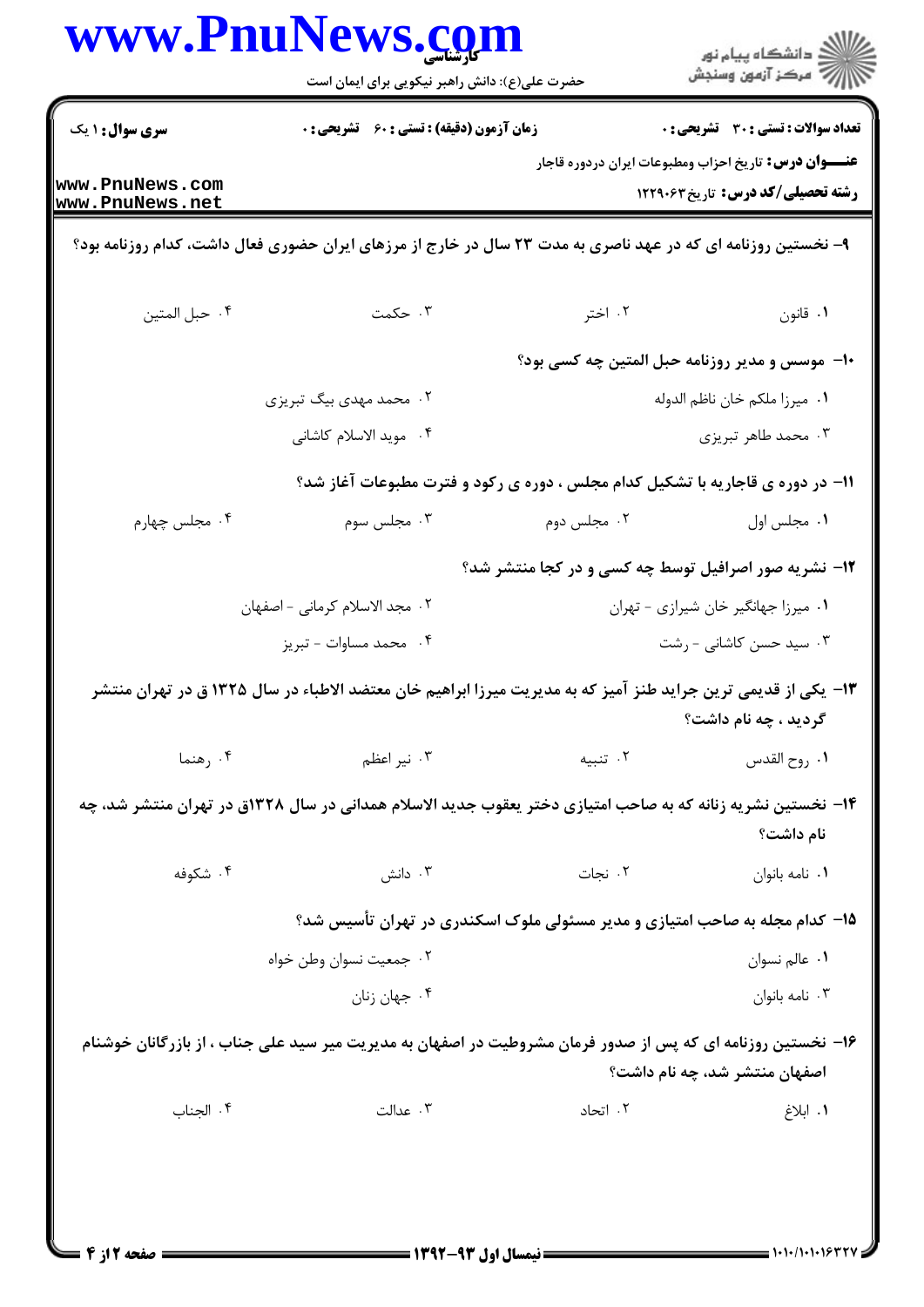**سری سوال:** ۱ یک

**زمان آزمون (دقیقه) : تستی :** ۶۰ **تشریحی :** ۰

**تعداد سوالات : تستی :** ۳۰ **تشریحی :** ۰

**عنـــوان درس:** تاریخ احزاب ومطبوعات ایران دردوره قاجار

**رشته تحصیلی/کد درس:** تاریخ۱۲۲۹۰۶۳

۹- نخستین روزنامه ای که در عهد ناصری به مدت ۲۳ سال در خارج از مرزهای ایران حضوری فعال داشت، کدام روزنامه بود؟

۱. قانون
۲. اختر
۳. حکمت
۴. حبل المتین

۱۰- موسس و مدیر روزنامه حبل المتین چه کسی بود؟

۱. میرزا ملکم خان ناظم الدوله
۲. محمد مهدی بیگ تبریزی
۳. محمد طاهر تبریزی
۴. موید الاسلام کاشانی

۱۱- در دوره ی قاجاریه با تشکیل کدام مجلس ، دوره ی رکود و فترت مطبوعات آغاز شد؟

۱. مجلس اول
۲. مجلس دوم
۳. مجلس سوم
۴. مجلس چهارم

۱۲- نشریه صور اصرافیل توسط چه کسی و در کجا منتشر شد؟

۱. میرزا جهانگیر خان شیرازی - تهران
۲. مجد الاسلام کرمانی - اصفهان
۳. سید حسن کاشانی - رشت
۴. محمد مساوات - تبریز

۱۳- یکی از قدیمی ترین جراید طنز آمیز که به مدیریت میرزا ابراهیم خان معتضد الاطباء در سال ۱۳۲۵ ق در تهران منتشر گردید ، چه نام داشت؟

۱. روح القدس
۲. تنبیه
۳. نیر اعظم
۴. رهنما

۱۴- نخستین نشریه زنانه که به صاحب امتیازی دختر یعقوب جدید الاسلام همدانی در سال ۱۳۲۸ق در تهران منتشر شد، چه نام داشت؟

۱. نامه بانوان
۲. نجات
۳. دانش
۴. شکوفه

۱۵- کدام مجله به صاحب امتیازی و مدیر مسئولی ملوک اسکندری در تهران تأسیس شد؟

۱. عالم نسوان
۲. جمعیت نسوان وطن خواه
۳. نامه بانوان
۴. جهان زنان

۱۶- نخستین روزنامه ای که پس از صدور فرمان مشروطیت در اصفهان به مدیریت میر سید علی جناب ، از بازرگانان خوشنام اصفهان منتشر شد، چه نام داشت؟

۱. ابلاغ
۲. اتحاد
۳. عدالت
۴. الجناب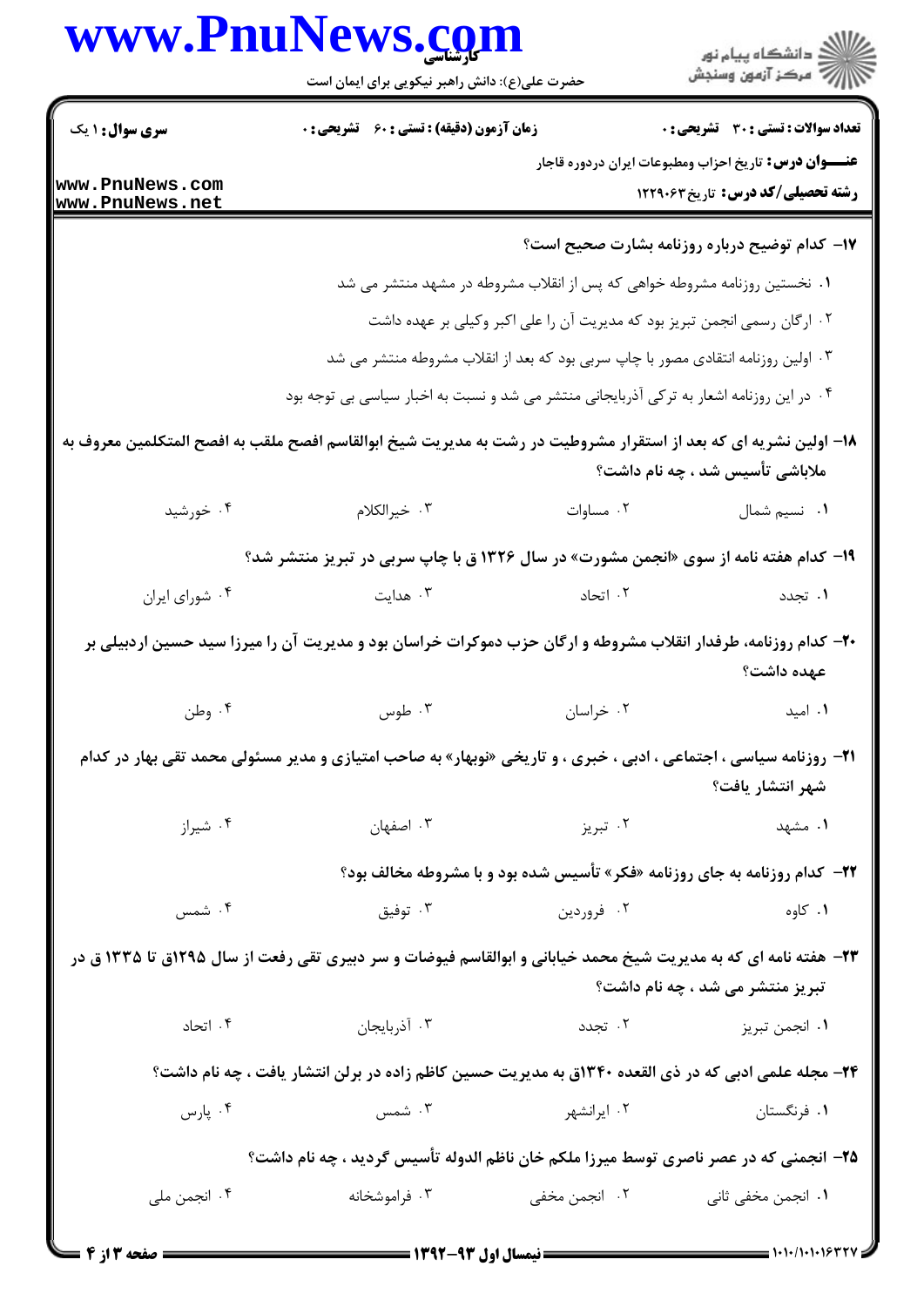**سری سوال:** ۱ یک

**زمان آزمون (دقیقه) : تستی :** ۶۰ **تشریحی :** ۰

**تعداد سوالات : تستی :** ۳۰ **تشریحی :** ۰

**عنـــوان درس:** تاریخ احزاب ومطبوعات ایران دردوره قاجار

**رشته تحصیلی/کد درس:** تاریخ۱۲۲۹۰۶۳

**۱۷- کدام توضیح درباره روزنامه بشارت صحیح است؟**

۱. نخستین روزنامه مشروطه خواهی که پس از انقلاب مشروطه در مشهد منتشر می شد

۲. ارگان رسمی انجمن تبریز بود که مدیریت آن را علی اکبر وکیلی بر عهده داشت

۳. اولین روزنامه انتقادی مصور با چاپ سربی بود که بعد از انقلاب مشروطه منتشر می شد

۴. در این روزنامه اشعار به ترکی آذربایجانی منتشر می شد و نسبت به اخبار سیاسی بی توجه بود

**۱۸- اولین نشریه ای که بعد از استقرار مشروطیت در رشت به مدیریت شیخ ابوالقاسم افصح ملقب به افصح المتکلمین معروف به ملاباشی تأسیس شد ، چه نام داشت؟**

۱. نسیم شمال

۲. مساوات

۳. خیرالکلام

۴. خورشید

**۱۹- کدام هفته نامه از سوی «انجمن مشورت» در سال ۱۳۲۶ ق با چاپ سربی در تبریز منتشر شد؟**

۱. تجدد

۲. اتحاد

۳. هدایت

۴. شورای ایران

**۲۰- کدام روزنامه، طرفدار انقلاب مشروطه و ارگان حزب دموکرات خراسان بود و مدیریت آن را میرزا سید حسین اردبیلی بر عهده داشت؟**

۱. امید

۲. خراسان

۳. طوس

۴. وطن

**۲۱- روزنامه سیاسی ، اجتماعی ، ادبی ، خبری ، و تاریخی «نوبهار» به صاحب امتیازی و مدیر مسئولی محمد تقی بهار در کدام شهر انتشار یافت؟**

۱. مشهد

۲. تبریز

۳. اصفهان

۴. شیراز

**۲۲- کدام روزنامه به جای روزنامه «فکر» تأسیس شده بود و با مشروطه مخالف بود؟**

۱. کاوه

۲. فروردین

۳. توفیق

۴. شمس

**۲۳- هفته نامه ای که به مدیریت شیخ محمد خیابانی و ابوالقاسم فیوضات و سر دبیری تقی رفعت از سال ۱۲۹۵ق تا ۱۳۳۵ ق در تبریز منتشر می شد ، چه نام داشت؟**

۱. انجمن تبریز

۲. تجدد

۳. آذربایجان

۴. اتحاد

**۲۴- مجله علمی ادبی که در ذی القعده ۱۳۴۰ق به مدیریت حسین کاظم زاده در برلن انتشار یافت ، چه نام داشت؟**

۱. فرنگستان

۲. ایرانشهر

۳. شمس

۴. پارس

**۲۵- انجمنی که در عصر ناصری توسط میرزا ملکم خان ناظم الدوله تأسیس گردید ، چه نام داشت؟**

۱. انجمن مخفی ثانی

۲. انجمن مخفی

۳. فراموشخانه

۴. انجمن ملی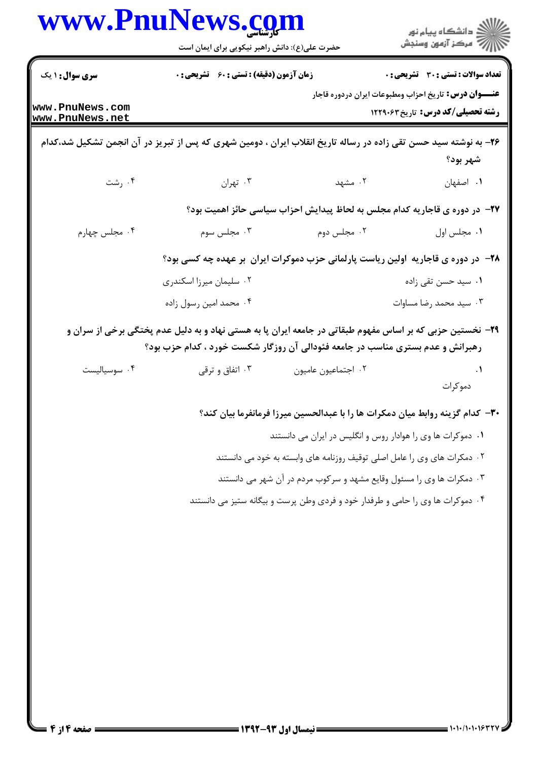**سری سوال:** ۱ یک | **زمان آزمون (دقیقه) : تستی : ۶۰ تشریحی : ۰** | **تعداد سوالات : تستی : ۳۰ تشریحی : ۰**

**عنـــوان درس:** تاریخ احزاب ومطبوعات ایران دردوره قاجار

**رشته تحصیلی/کد درس:** تاریخ۱۲۲۹۰۶۳

۲۶- به نوشته سید حسن تقی زاده در رساله تاریخ انقلاب ایران ، دومین شهری که پس از تبریز در آن انجمن تشکیل شد،کدام شهر بود؟

۱. اصفهان
۲. مشهد
۳. تهران
۴. رشت

۲۷- در دوره ی قاجاریه کدام مجلس به لحاظ پیدایش احزاب سیاسی حائز اهمیت بود؟

۱. مجلس اول
۲. مجلس دوم
۳. مجلس سوم
۴. مجلس چهارم

۲۸- در دوره ی قاجاریه اولین ریاست پارلمانی حزب دموکرات ایران بر عهده چه کسی بود؟

۱. سید حسن تقی زاده
۲. سلیمان میرزا اسکندری
۳. سید محمد رضا مساوات
۴. محمد امین رسول زاده

۲۹- نخستین حزبی که بر اساس مفهوم طبقاتی در جامعه ایران پا به هستی نهاد و به دلیل عدم پختگی برخی از سران و رهبرانش و عدم بستری مناسب در جامعه فئودالی آن روزگار شکست خورد ، کدام حزب بود؟

۱. دموکرات
۲. اجتماعیون عامیون
۳. اتفاق و ترقی
۴. سوسیالیست

۳۰- کدام گزینه روابط میان دمکرات ها را با عبدالحسین میرزا فرمانفرما بیان کند؟

۱. دموکرات ها وی را هوادار روس و انگلیس در ایران می دانستند
۲. دمکرات های وی را عامل اصلی توقیف روزنامه های وابسته به خود می دانستند
۳. دمکرات ها وی را مسئول وقایع مشهد و سرکوب مردم در آن شهر می دانستند
۴. دموکرات ها وی را حامی و طرفدار خود و فردی وطن پرست و بیگانه ستیز می دانستند